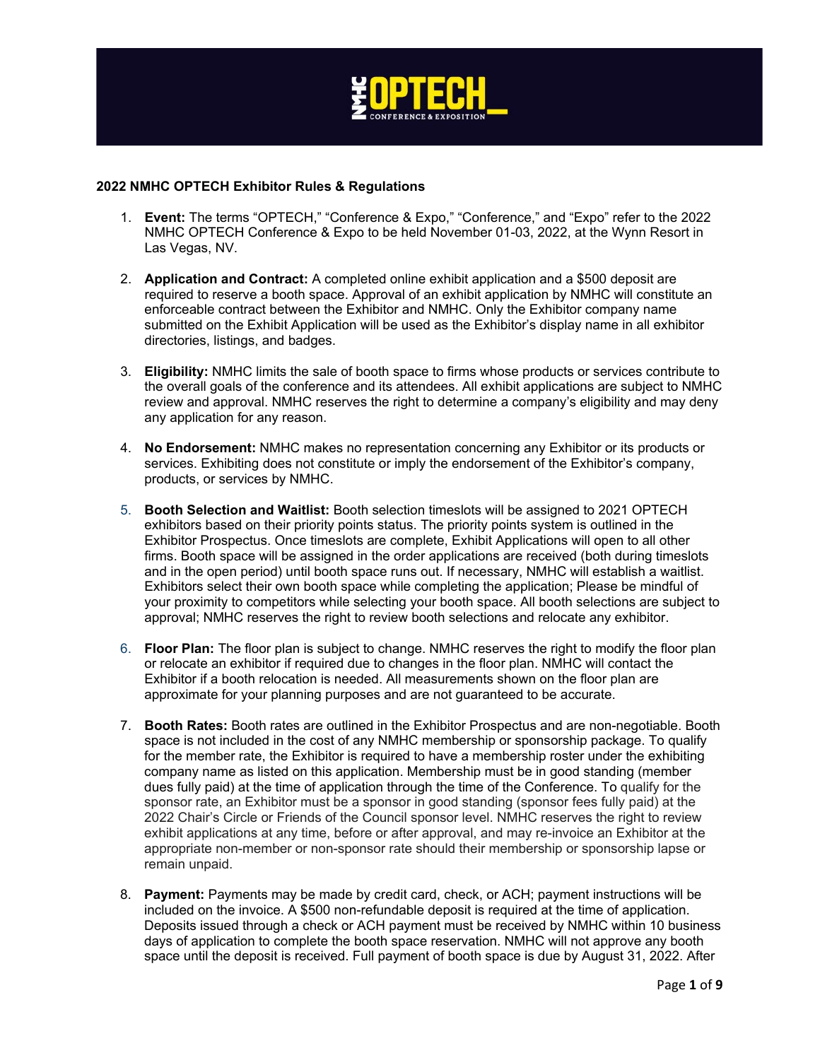# 2022 NMHC OPTECH Exhibitor Rules & Regulations

1. **Event:** The terms "OPTECH," "Conference & Expo," "Conference," and "Expo" refer to the 2022 NMHC OPTECH Conference & Expo to be held November 01-03, 2022, at the Wynn Resort in Las Vegas, NV.

2. **Application and Contract:** A completed online exhibit application and a $500 deposit are required to reserve a booth space. Approval of an exhibit application by NMHC will constitute an enforceable contract between the Exhibitor and NMHC. Only the Exhibitor company name submitted on the Exhibit Application will be used as the Exhibitor's display name in all exhibitor directories, listings, and badges.

3. **Eligibility:** NMHC limits the sale of booth space to firms whose products or services contribute to the overall goals of the conference and its attendees. All exhibit applications are subject to NMHC review and approval. NMHC reserves the right to determine a company's eligibility and may deny any application for any reason.

4. **No Endorsement:** NMHC makes no representation concerning any Exhibitor or its products or services. Exhibiting does not constitute or imply the endorsement of the Exhibitor's company, products, or services by NMHC.

5. **Booth Selection and Waitlist:** Booth selection timeslots will be assigned to 2021 OPTECH exhibitors based on their priority points status. The priority points system is outlined in the Exhibitor Prospectus. Once timeslots are complete, Exhibit Applications will open to all other firms. Booth space will be assigned in the order applications are received (both during timeslots and in the open period) until booth space runs out. If necessary, NMHC will establish a waitlist. Exhibitors select their own booth space while completing the application; Please be mindful of your proximity to competitors while selecting your booth space. All booth selections are subject to approval; NMHC reserves the right to review booth selections and relocate any exhibitor.

6. **Floor Plan:** The floor plan is subject to change. NMHC reserves the right to modify the floor plan or relocate an exhibitor if required due to changes in the floor plan. NMHC will contact the Exhibitor if a booth relocation is needed. All measurements shown on the floor plan are approximate for your planning purposes and are not guaranteed to be accurate.

7. **Booth Rates:** Booth rates are outlined in the Exhibitor Prospectus and are non-negotiable. Booth space is not included in the cost of any NMHC membership or sponsorship package. To qualify for the member rate, the Exhibitor is required to have a membership roster under the exhibiting company name as listed on this application. Membership must be in good standing (member dues fully paid) at the time of application through the time of the Conference. To qualify for the sponsor rate, an Exhibitor must be a sponsor in good standing (sponsor fees fully paid) at the 2022 Chair's Circle or Friends of the Council sponsor level. NMHC reserves the right to review exhibit applications at any time, before or after approval, and may re-invoice an Exhibitor at the appropriate non-member or non-sponsor rate should their membership or sponsorship lapse or remain unpaid.

8. **Payment:** Payments may be made by credit card, check, or ACH; payment instructions will be included on the invoice. A $500 non-refundable deposit is required at the time of application. Deposits issued through a check or ACH payment must be received by NMHC within 10 business days of application to complete the booth space reservation. NMHC will not approve any booth space until the deposit is received. Full payment of booth space is due by August 31, 2022. After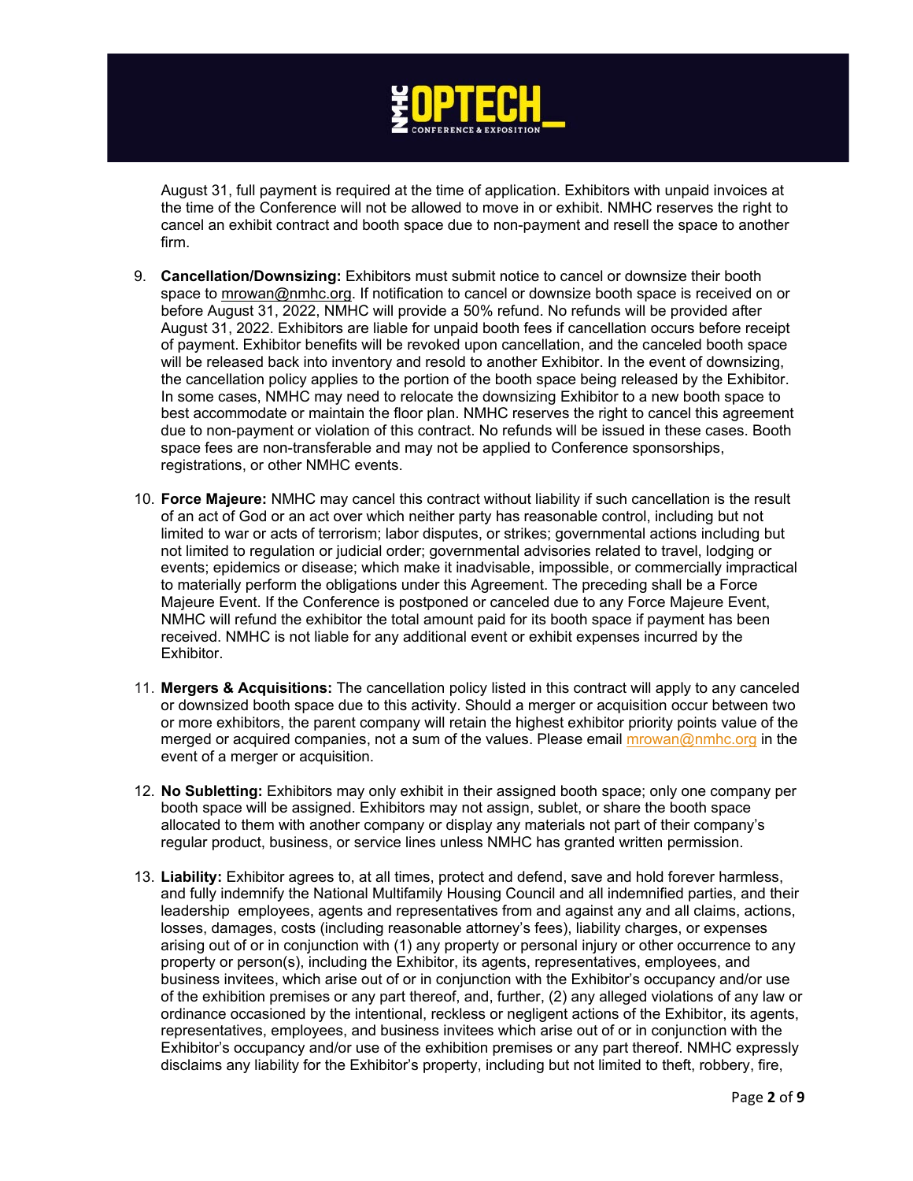August 31, full payment is required at the time of application. Exhibitors with unpaid invoices at the time of the Conference will not be allowed to move in or exhibit. NMHC reserves the right to cancel an exhibit contract and booth space due to non-payment and resell the space to another firm.

9. **Cancellation/Downsizing:** Exhibitors must submit notice to cancel or downsize their booth space to mrowan@nmhc.org. If notification to cancel or downsize booth space is received on or before August 31, 2022, NMHC will provide a 50% refund. No refunds will be provided after August 31, 2022. Exhibitors are liable for unpaid booth fees if cancellation occurs before receipt of payment. Exhibitor benefits will be revoked upon cancellation, and the canceled booth space will be released back into inventory and resold to another Exhibitor. In the event of downsizing, the cancellation policy applies to the portion of the booth space being released by the Exhibitor. In some cases, NMHC may need to relocate the downsizing Exhibitor to a new booth space to best accommodate or maintain the floor plan. NMHC reserves the right to cancel this agreement due to non-payment or violation of this contract. No refunds will be issued in these cases. Booth space fees are non-transferable and may not be applied to Conference sponsorships, registrations, or other NMHC events.

10. **Force Majeure:** NMHC may cancel this contract without liability if such cancellation is the result of an act of God or an act over which neither party has reasonable control, including but not limited to war or acts of terrorism; labor disputes, or strikes; governmental actions including but not limited to regulation or judicial order; governmental advisories related to travel, lodging or events; epidemics or disease; which make it inadvisable, impossible, or commercially impractical to materially perform the obligations under this Agreement. The preceding shall be a Force Majeure Event. If the Conference is postponed or canceled due to any Force Majeure Event, NMHC will refund the exhibitor the total amount paid for its booth space if payment has been received. NMHC is not liable for any additional event or exhibit expenses incurred by the Exhibitor.

11. **Mergers & Acquisitions:** The cancellation policy listed in this contract will apply to any canceled or downsized booth space due to this activity. Should a merger or acquisition occur between two or more exhibitors, the parent company will retain the highest exhibitor priority points value of the merged or acquired companies, not a sum of the values. Please email mrowan@nmhc.org in the event of a merger or acquisition.

12. **No Subletting:** Exhibitors may only exhibit in their assigned booth space; only one company per booth space will be assigned. Exhibitors may not assign, sublet, or share the booth space allocated to them with another company or display any materials not part of their company's regular product, business, or service lines unless NMHC has granted written permission.

13. **Liability:** Exhibitor agrees to, at all times, protect and defend, save and hold forever harmless, and fully indemnify the National Multifamily Housing Council and all indemnified parties, and their leadership employees, agents and representatives from and against any and all claims, actions, losses, damages, costs (including reasonable attorney's fees), liability charges, or expenses arising out of or in conjunction with (1) any property or personal injury or other occurrence to any property or person(s), including the Exhibitor, its agents, representatives, employees, and business invitees, which arise out of or in conjunction with the Exhibitor's occupancy and/or use of the exhibition premises or any part thereof, and, further, (2) any alleged violations of any law or ordinance occasioned by the intentional, reckless or negligent actions of the Exhibitor, its agents, representatives, employees, and business invitees which arise out of or in conjunction with the Exhibitor's occupancy and/or use of the exhibition premises or any part thereof. NMHC expressly disclaims any liability for the Exhibitor's property, including but not limited to theft, robbery, fire,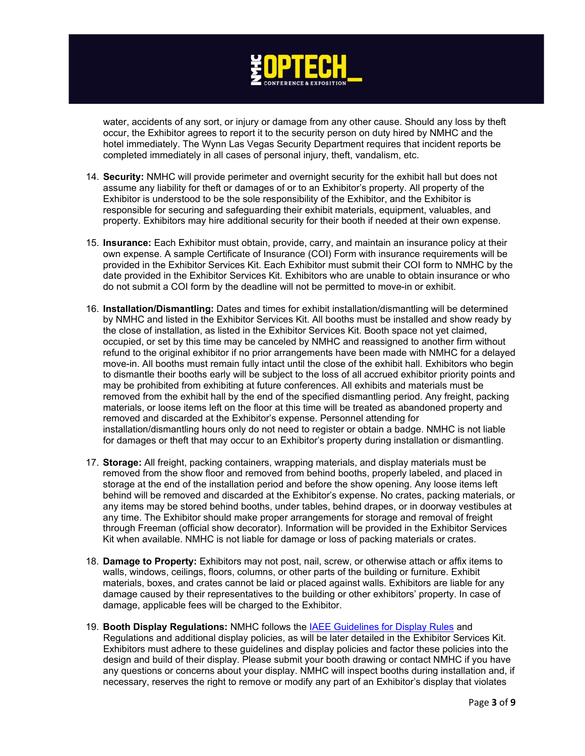water, accidents of any sort, or injury or damage from any other cause. Should any loss by theft occur, the Exhibitor agrees to report it to the security person on duty hired by NMHC and the hotel immediately. The Wynn Las Vegas Security Department requires that incident reports be completed immediately in all cases of personal injury, theft, vandalism, etc.

14. **Security:** NMHC will provide perimeter and overnight security for the exhibit hall but does not assume any liability for theft or damages of or to an Exhibitor's property. All property of the Exhibitor is understood to be the sole responsibility of the Exhibitor, and the Exhibitor is responsible for securing and safeguarding their exhibit materials, equipment, valuables, and property. Exhibitors may hire additional security for their booth if needed at their own expense.

15. **Insurance:** Each Exhibitor must obtain, provide, carry, and maintain an insurance policy at their own expense. A sample Certificate of Insurance (COI) Form with insurance requirements will be provided in the Exhibitor Services Kit. Each Exhibitor must submit their COI form to NMHC by the date provided in the Exhibitor Services Kit. Exhibitors who are unable to obtain insurance or who do not submit a COI form by the deadline will not be permitted to move-in or exhibit.

16. **Installation/Dismantling:** Dates and times for exhibit installation/dismantling will be determined by NMHC and listed in the Exhibitor Services Kit. All booths must be installed and show ready by the close of installation, as listed in the Exhibitor Services Kit. Booth space not yet claimed, occupied, or set by this time may be canceled by NMHC and reassigned to another firm without refund to the original exhibitor if no prior arrangements have been made with NMHC for a delayed move-in. All booths must remain fully intact until the close of the exhibit hall. Exhibitors who begin to dismantle their booths early will be subject to the loss of all accrued exhibitor priority points and may be prohibited from exhibiting at future conferences. All exhibits and materials must be removed from the exhibit hall by the end of the specified dismantling period. Any freight, packing materials, or loose items left on the floor at this time will be treated as abandoned property and removed and discarded at the Exhibitor's expense. Personnel attending for installation/dismantling hours only do not need to register or obtain a badge. NMHC is not liable for damages or theft that may occur to an Exhibitor's property during installation or dismantling.

17. **Storage:** All freight, packing containers, wrapping materials, and display materials must be removed from the show floor and removed from behind booths, properly labeled, and placed in storage at the end of the installation period and before the show opening. Any loose items left behind will be removed and discarded at the Exhibitor's expense. No crates, packing materials, or any items may be stored behind booths, under tables, behind drapes, or in doorway vestibules at any time. The Exhibitor should make proper arrangements for storage and removal of freight through Freeman (official show decorator). Information will be provided in the Exhibitor Services Kit when available. NMHC is not liable for damage or loss of packing materials or crates.

18. **Damage to Property:** Exhibitors may not post, nail, screw, or otherwise attach or affix items to walls, windows, ceilings, floors, columns, or other parts of the building or furniture. Exhibit materials, boxes, and crates cannot be laid or placed against walls. Exhibitors are liable for any damage caused by their representatives to the building or other exhibitors' property. In case of damage, applicable fees will be charged to the Exhibitor.

19. **Booth Display Regulations:** NMHC follows the [IAEE Guidelines for Display Rules]() and Regulations and additional display policies, as will be later detailed in the Exhibitor Services Kit. Exhibitors must adhere to these guidelines and display policies and factor these policies into the design and build of their display. Please submit your booth drawing or contact NMHC if you have any questions or concerns about your display. NMHC will inspect booths during installation and, if necessary, reserves the right to remove or modify any part of an Exhibitor's display that violates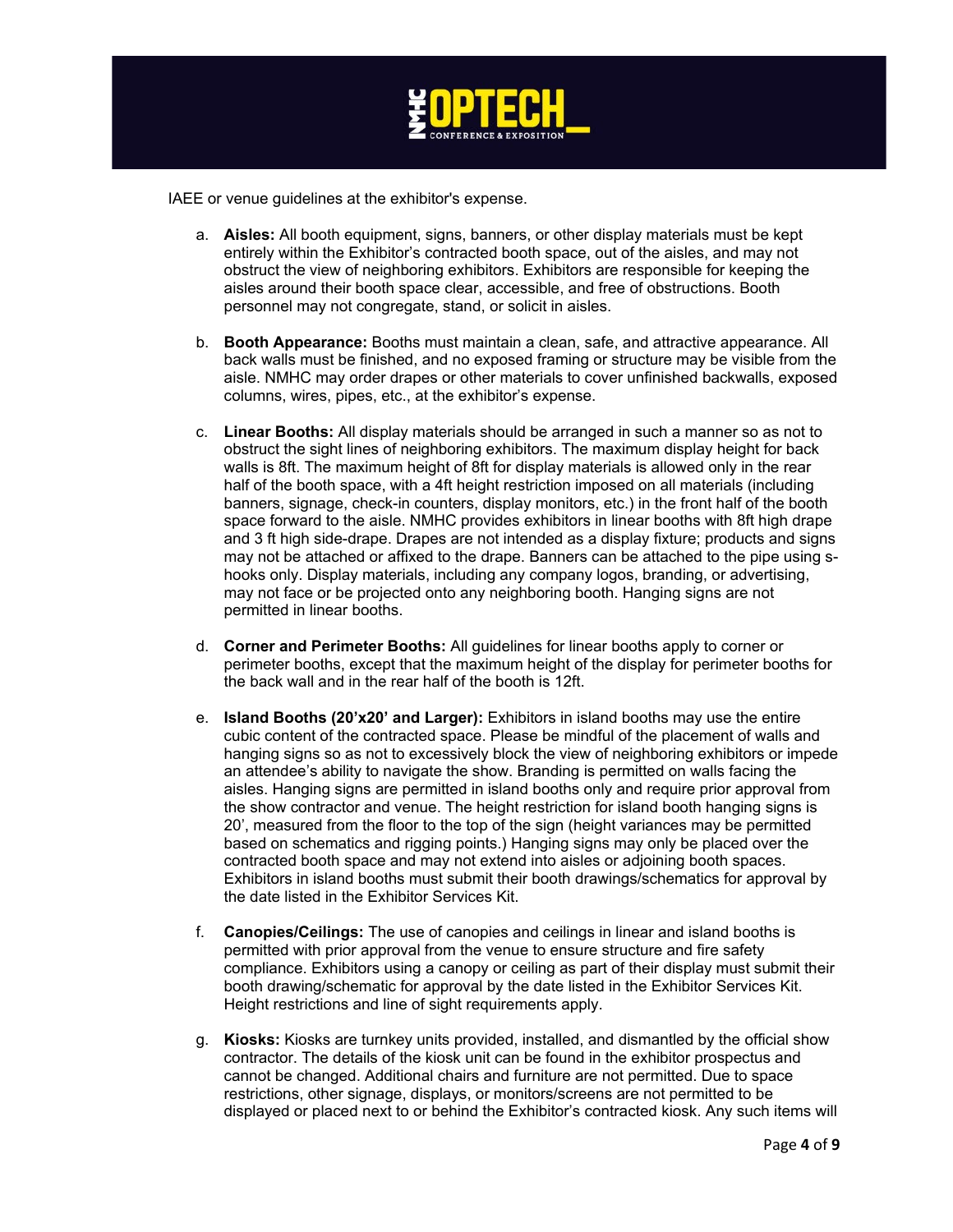IAEE or venue guidelines at the exhibitor's expense.

a. **Aisles:** All booth equipment, signs, banners, or other display materials must be kept entirely within the Exhibitor's contracted booth space, out of the aisles, and may not obstruct the view of neighboring exhibitors. Exhibitors are responsible for keeping the aisles around their booth space clear, accessible, and free of obstructions. Booth personnel may not congregate, stand, or solicit in aisles.

b. **Booth Appearance:** Booths must maintain a clean, safe, and attractive appearance. All back walls must be finished, and no exposed framing or structure may be visible from the aisle. NMHC may order drapes or other materials to cover unfinished backwalls, exposed columns, wires, pipes, etc., at the exhibitor's expense.

c. **Linear Booths:** All display materials should be arranged in such a manner so as not to obstruct the sight lines of neighboring exhibitors. The maximum display height for back walls is 8ft. The maximum height of 8ft for display materials is allowed only in the rear half of the booth space, with a 4ft height restriction imposed on all materials (including banners, signage, check-in counters, display monitors, etc.) in the front half of the booth space forward to the aisle. NMHC provides exhibitors in linear booths with 8ft high drape and 3 ft high side-drape. Drapes are not intended as a display fixture; products and signs may not be attached or affixed to the drape. Banners can be attached to the pipe using s-hooks only. Display materials, including any company logos, branding, or advertising, may not face or be projected onto any neighboring booth. Hanging signs are not permitted in linear booths.

d. **Corner and Perimeter Booths:** All guidelines for linear booths apply to corner or perimeter booths, except that the maximum height of the display for perimeter booths for the back wall and in the rear half of the booth is 12ft.

e. **Island Booths (20'x20' and Larger):** Exhibitors in island booths may use the entire cubic content of the contracted space. Please be mindful of the placement of walls and hanging signs so as not to excessively block the view of neighboring exhibitors or impede an attendee's ability to navigate the show. Branding is permitted on walls facing the aisles. Hanging signs are permitted in island booths only and require prior approval from the show contractor and venue. The height restriction for island booth hanging signs is 20', measured from the floor to the top of the sign (height variances may be permitted based on schematics and rigging points.) Hanging signs may only be placed over the contracted booth space and may not extend into aisles or adjoining booth spaces. Exhibitors in island booths must submit their booth drawings/schematics for approval by the date listed in the Exhibitor Services Kit.

f. **Canopies/Ceilings:** The use of canopies and ceilings in linear and island booths is permitted with prior approval from the venue to ensure structure and fire safety compliance. Exhibitors using a canopy or ceiling as part of their display must submit their booth drawing/schematic for approval by the date listed in the Exhibitor Services Kit. Height restrictions and line of sight requirements apply.

g. **Kiosks:** Kiosks are turnkey units provided, installed, and dismantled by the official show contractor. The details of the kiosk unit can be found in the exhibitor prospectus and cannot be changed. Additional chairs and furniture are not permitted. Due to space restrictions, other signage, displays, or monitors/screens are not permitted to be displayed or placed next to or behind the Exhibitor's contracted kiosk. Any such items will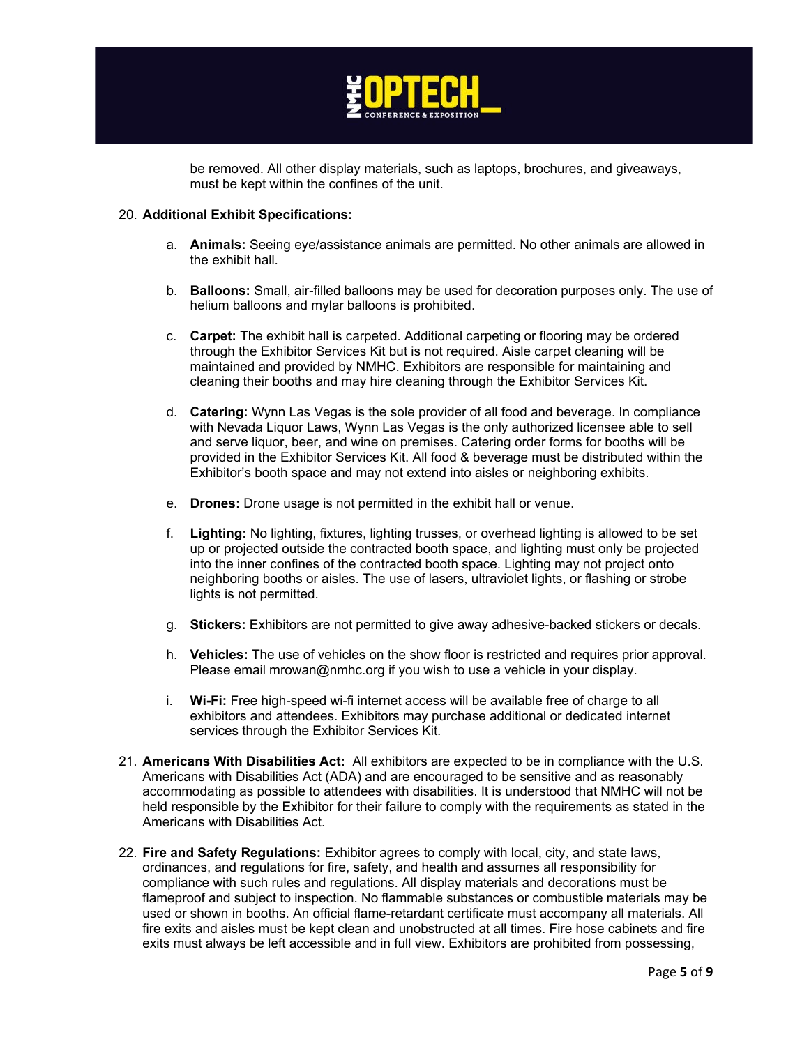be removed. All other display materials, such as laptops, brochures, and giveaways, must be kept within the confines of the unit.

20. **Additional Exhibit Specifications:**

    a. **Animals:** Seeing eye/assistance animals are permitted. No other animals are allowed in the exhibit hall.

    b. **Balloons:** Small, air-filled balloons may be used for decoration purposes only. The use of helium balloons and mylar balloons is prohibited.

    c. **Carpet:** The exhibit hall is carpeted. Additional carpeting or flooring may be ordered through the Exhibitor Services Kit but is not required. Aisle carpet cleaning will be maintained and provided by NMHC. Exhibitors are responsible for maintaining and cleaning their booths and may hire cleaning through the Exhibitor Services Kit.

    d. **Catering:** Wynn Las Vegas is the sole provider of all food and beverage. In compliance with Nevada Liquor Laws, Wynn Las Vegas is the only authorized licensee able to sell and serve liquor, beer, and wine on premises. Catering order forms for booths will be provided in the Exhibitor Services Kit. All food & beverage must be distributed within the Exhibitor's booth space and may not extend into aisles or neighboring exhibits.

    e. **Drones:** Drone usage is not permitted in the exhibit hall or venue.

    f. **Lighting:** No lighting, fixtures, lighting trusses, or overhead lighting is allowed to be set up or projected outside the contracted booth space, and lighting must only be projected into the inner confines of the contracted booth space. Lighting may not project onto neighboring booths or aisles. The use of lasers, ultraviolet lights, or flashing or strobe lights is not permitted.

    g. **Stickers:** Exhibitors are not permitted to give away adhesive-backed stickers or decals.

    h. **Vehicles:** The use of vehicles on the show floor is restricted and requires prior approval. Please email mrowan@nmhc.org if you wish to use a vehicle in your display.

    i. **Wi-Fi:** Free high-speed wi-fi internet access will be available free of charge to all exhibitors and attendees. Exhibitors may purchase additional or dedicated internet services through the Exhibitor Services Kit.

21. **Americans With Disabilities Act:** All exhibitors are expected to be in compliance with the U.S. Americans with Disabilities Act (ADA) and are encouraged to be sensitive and as reasonably accommodating as possible to attendees with disabilities. It is understood that NMHC will not be held responsible by the Exhibitor for their failure to comply with the requirements as stated in the Americans with Disabilities Act.

22. **Fire and Safety Regulations:** Exhibitor agrees to comply with local, city, and state laws, ordinances, and regulations for fire, safety, and health and assumes all responsibility for compliance with such rules and regulations. All display materials and decorations must be flameproof and subject to inspection. No flammable substances or combustible materials may be used or shown in booths. An official flame-retardant certificate must accompany all materials. All fire exits and aisles must be kept clean and unobstructed at all times. Fire hose cabinets and fire exits must always be left accessible and in full view. Exhibitors are prohibited from possessing,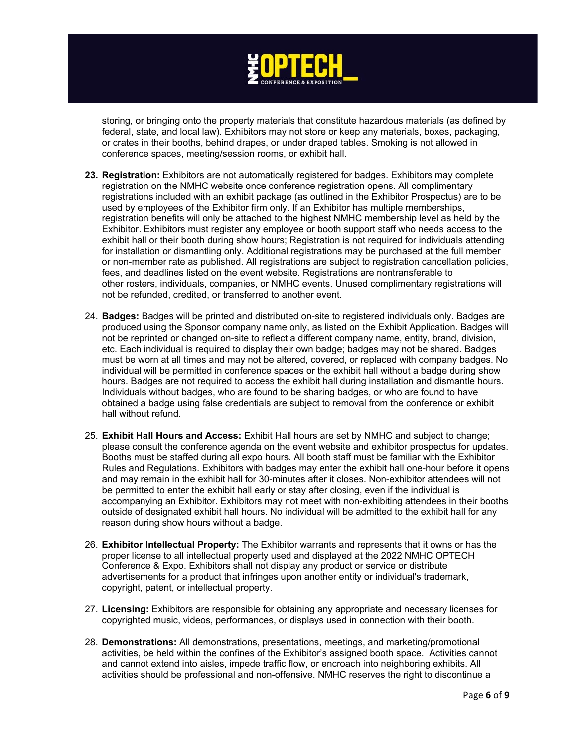storing, or bringing onto the property materials that constitute hazardous materials (as defined by federal, state, and local law). Exhibitors may not store or keep any materials, boxes, packaging, or crates in their booths, behind drapes, or under draped tables. Smoking is not allowed in conference spaces, meeting/session rooms, or exhibit hall.

23. **Registration:** Exhibitors are not automatically registered for badges. Exhibitors may complete registration on the NMHC website once conference registration opens. All complimentary registrations included with an exhibit package (as outlined in the Exhibitor Prospectus) are to be used by employees of the Exhibitor firm only. If an Exhibitor has multiple memberships, registration benefits will only be attached to the highest NMHC membership level as held by the Exhibitor. Exhibitors must register any employee or booth support staff who needs access to the exhibit hall or their booth during show hours; Registration is not required for individuals attending for installation or dismantling only. Additional registrations may be purchased at the full member or non-member rate as published. All registrations are subject to registration cancellation policies, fees, and deadlines listed on the event website. Registrations are nontransferable to other rosters, individuals, companies, or NMHC events. Unused complimentary registrations will not be refunded, credited, or transferred to another event.

24. **Badges:** Badges will be printed and distributed on-site to registered individuals only. Badges are produced using the Sponsor company name only, as listed on the Exhibit Application. Badges will not be reprinted or changed on-site to reflect a different company name, entity, brand, division, etc. Each individual is required to display their own badge; badges may not be shared. Badges must be worn at all times and may not be altered, covered, or replaced with company badges. No individual will be permitted in conference spaces or the exhibit hall without a badge during show hours. Badges are not required to access the exhibit hall during installation and dismantle hours. Individuals without badges, who are found to be sharing badges, or who are found to have obtained a badge using false credentials are subject to removal from the conference or exhibit hall without refund.

25. **Exhibit Hall Hours and Access:** Exhibit Hall hours are set by NMHC and subject to change; please consult the conference agenda on the event website and exhibitor prospectus for updates. Booths must be staffed during all expo hours. All booth staff must be familiar with the Exhibitor Rules and Regulations. Exhibitors with badges may enter the exhibit hall one-hour before it opens and may remain in the exhibit hall for 30-minutes after it closes. Non-exhibitor attendees will not be permitted to enter the exhibit hall early or stay after closing, even if the individual is accompanying an Exhibitor. Exhibitors may not meet with non-exhibiting attendees in their booths outside of designated exhibit hall hours. No individual will be admitted to the exhibit hall for any reason during show hours without a badge.

26. **Exhibitor Intellectual Property:** The Exhibitor warrants and represents that it owns or has the proper license to all intellectual property used and displayed at the 2022 NMHC OPTECH Conference & Expo. Exhibitors shall not display any product or service or distribute advertisements for a product that infringes upon another entity or individual's trademark, copyright, patent, or intellectual property.

27. **Licensing:** Exhibitors are responsible for obtaining any appropriate and necessary licenses for copyrighted music, videos, performances, or displays used in connection with their booth.

28. **Demonstrations:** All demonstrations, presentations, meetings, and marketing/promotional activities, be held within the confines of the Exhibitor's assigned booth space. Activities cannot and cannot extend into aisles, impede traffic flow, or encroach into neighboring exhibits. All activities should be professional and non-offensive. NMHC reserves the right to discontinue a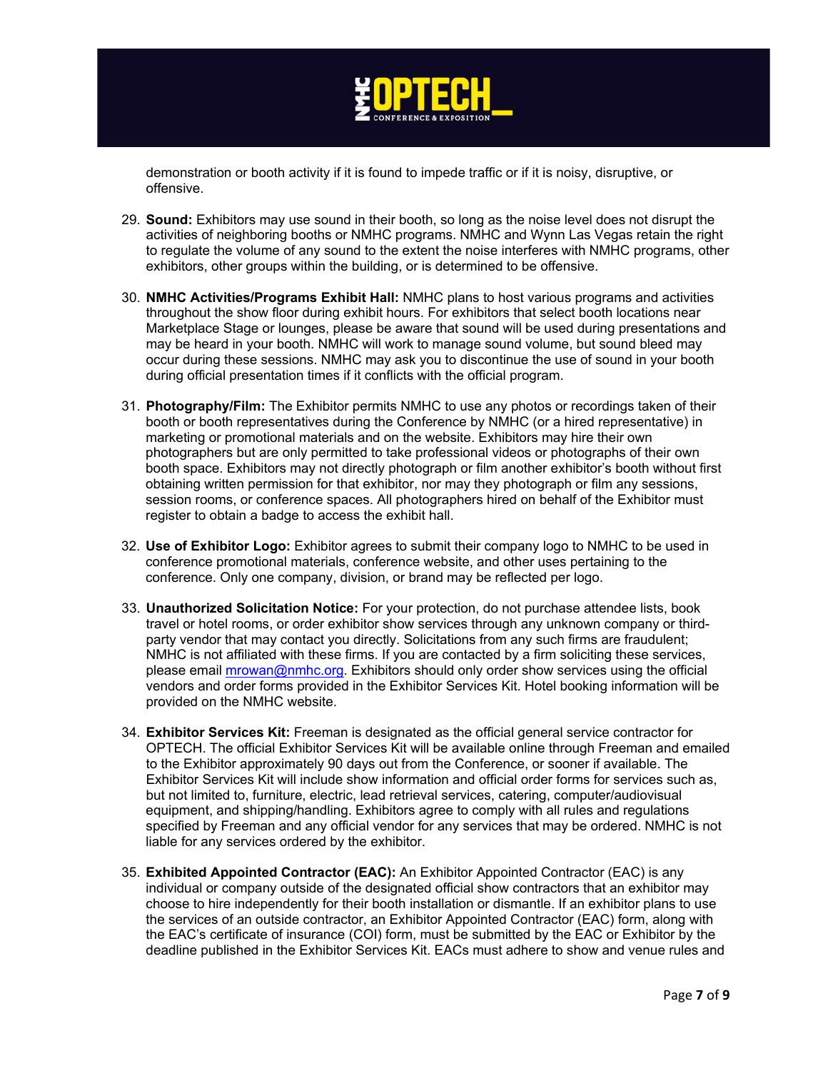demonstration or booth activity if it is found to impede traffic or if it is noisy, disruptive, or offensive.

29. **Sound:** Exhibitors may use sound in their booth, so long as the noise level does not disrupt the activities of neighboring booths or NMHC programs. NMHC and Wynn Las Vegas retain the right to regulate the volume of any sound to the extent the noise interferes with NMHC programs, other exhibitors, other groups within the building, or is determined to be offensive.

30. **NMHC Activities/Programs Exhibit Hall:** NMHC plans to host various programs and activities throughout the show floor during exhibit hours. For exhibitors that select booth locations near Marketplace Stage or lounges, please be aware that sound will be used during presentations and may be heard in your booth. NMHC will work to manage sound volume, but sound bleed may occur during these sessions. NMHC may ask you to discontinue the use of sound in your booth during official presentation times if it conflicts with the official program.

31. **Photography/Film:** The Exhibitor permits NMHC to use any photos or recordings taken of their booth or booth representatives during the Conference by NMHC (or a hired representative) in marketing or promotional materials and on the website. Exhibitors may hire their own photographers but are only permitted to take professional videos or photographs of their own booth space. Exhibitors may not directly photograph or film another exhibitor's booth without first obtaining written permission for that exhibitor, nor may they photograph or film any sessions, session rooms, or conference spaces. All photographers hired on behalf of the Exhibitor must register to obtain a badge to access the exhibit hall.

32. **Use of Exhibitor Logo:** Exhibitor agrees to submit their company logo to NMHC to be used in conference promotional materials, conference website, and other uses pertaining to the conference. Only one company, division, or brand may be reflected per logo.

33. **Unauthorized Solicitation Notice:** For your protection, do not purchase attendee lists, book travel or hotel rooms, or order exhibitor show services through any unknown company or third-party vendor that may contact you directly. Solicitations from any such firms are fraudulent; NMHC is not affiliated with these firms. If you are contacted by a firm soliciting these services, please email mrowan@nmhc.org. Exhibitors should only order show services using the official vendors and order forms provided in the Exhibitor Services Kit. Hotel booking information will be provided on the NMHC website.

34. **Exhibitor Services Kit:** Freeman is designated as the official general service contractor for OPTECH. The official Exhibitor Services Kit will be available online through Freeman and emailed to the Exhibitor approximately 90 days out from the Conference, or sooner if available. The Exhibitor Services Kit will include show information and official order forms for services such as, but not limited to, furniture, electric, lead retrieval services, catering, computer/audiovisual equipment, and shipping/handling. Exhibitors agree to comply with all rules and regulations specified by Freeman and any official vendor for any services that may be ordered. NMHC is not liable for any services ordered by the exhibitor.

35. **Exhibited Appointed Contractor (EAC):** An Exhibitor Appointed Contractor (EAC) is any individual or company outside of the designated official show contractors that an exhibitor may choose to hire independently for their booth installation or dismantle. If an exhibitor plans to use the services of an outside contractor, an Exhibitor Appointed Contractor (EAC) form, along with the EAC's certificate of insurance (COI) form, must be submitted by the EAC or Exhibitor by the deadline published in the Exhibitor Services Kit. EACs must adhere to show and venue rules and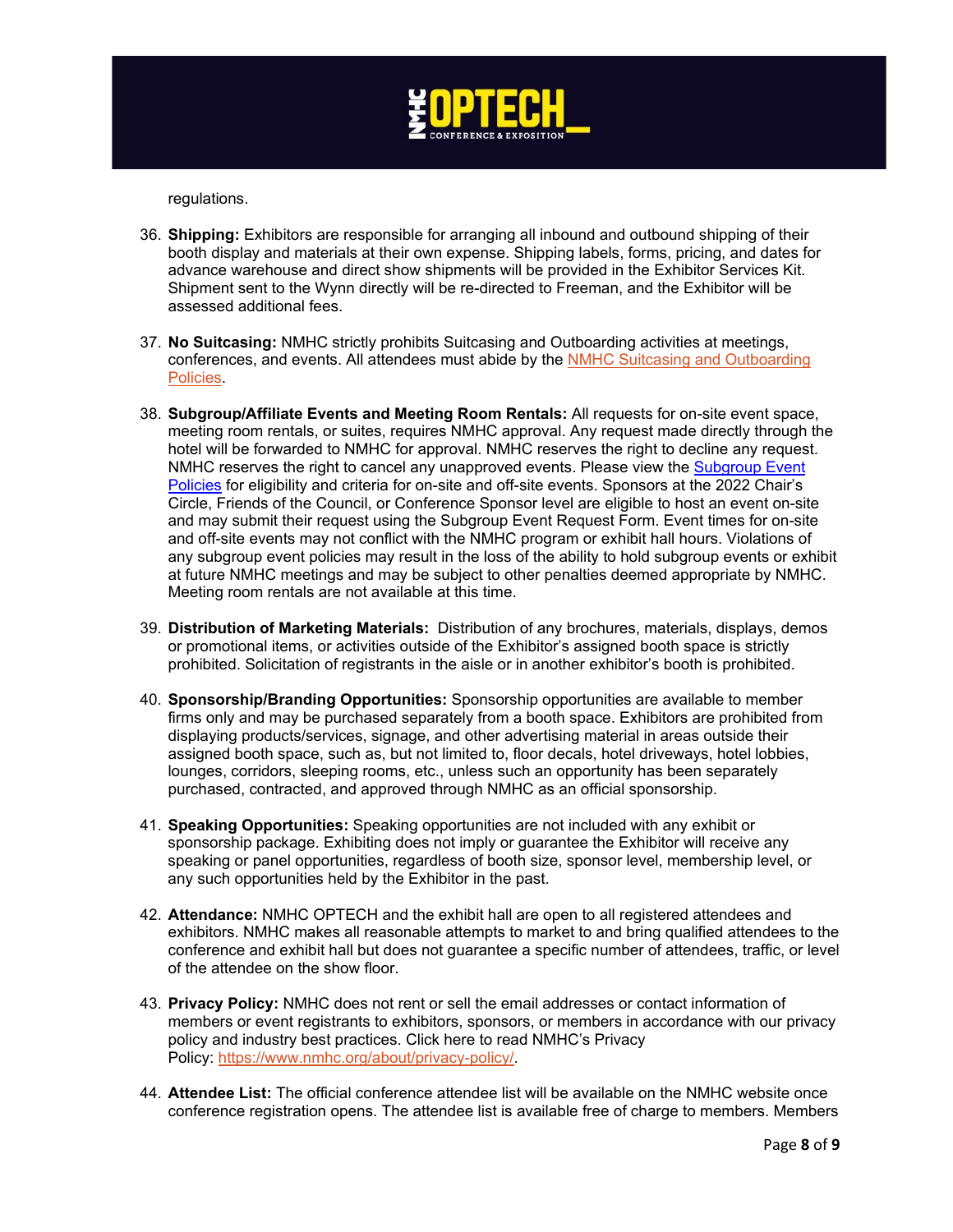regulations.

36. **Shipping:** Exhibitors are responsible for arranging all inbound and outbound shipping of their booth display and materials at their own expense. Shipping labels, forms, pricing, and dates for advance warehouse and direct show shipments will be provided in the Exhibitor Services Kit. Shipment sent to the Wynn directly will be re-directed to Freeman, and the Exhibitor will be assessed additional fees.

37. **No Suitcasing:** NMHC strictly prohibits Suitcasing and Outboarding activities at meetings, conferences, and events. All attendees must abide by the [NMHC Suitcasing and Outboarding Policies](#).

38. **Subgroup/Affiliate Events and Meeting Room Rentals:** All requests for on-site event space, meeting room rentals, or suites, requires NMHC approval. Any request made directly through the hotel will be forwarded to NMHC for approval. NMHC reserves the right to decline any request. NMHC reserves the right to cancel any unapproved events. Please view the [Subgroup Event Policies](#) for eligibility and criteria for on-site and off-site events. Sponsors at the 2022 Chair's Circle, Friends of the Council, or Conference Sponsor level are eligible to host an event on-site and may submit their request using the Subgroup Event Request Form. Event times for on-site and off-site events may not conflict with the NMHC program or exhibit hall hours. Violations of any subgroup event policies may result in the loss of the ability to hold subgroup events or exhibit at future NMHC meetings and may be subject to other penalties deemed appropriate by NMHC. Meeting room rentals are not available at this time.

39. **Distribution of Marketing Materials:** Distribution of any brochures, materials, displays, demos or promotional items, or activities outside of the Exhibitor's assigned booth space is strictly prohibited. Solicitation of registrants in the aisle or in another exhibitor's booth is prohibited.

40. **Sponsorship/Branding Opportunities:** Sponsorship opportunities are available to member firms only and may be purchased separately from a booth space. Exhibitors are prohibited from displaying products/services, signage, and other advertising material in areas outside their assigned booth space, such as, but not limited to, floor decals, hotel driveways, hotel lobbies, lounges, corridors, sleeping rooms, etc., unless such an opportunity has been separately purchased, contracted, and approved through NMHC as an official sponsorship.

41. **Speaking Opportunities:** Speaking opportunities are not included with any exhibit or sponsorship package. Exhibiting does not imply or guarantee the Exhibitor will receive any speaking or panel opportunities, regardless of booth size, sponsor level, membership level, or any such opportunities held by the Exhibitor in the past.

42. **Attendance:** NMHC OPTECH and the exhibit hall are open to all registered attendees and exhibitors. NMHC makes all reasonable attempts to market to and bring qualified attendees to the conference and exhibit hall but does not guarantee a specific number of attendees, traffic, or level of the attendee on the show floor.

43. **Privacy Policy:** NMHC does not rent or sell the email addresses or contact information of members or event registrants to exhibitors, sponsors, or members in accordance with our privacy policy and industry best practices. Click here to read NMHC's Privacy Policy: [https://www.nmhc.org/about/privacy-policy/](https://www.nmhc.org/about/privacy-policy/).

44. **Attendee List:** The official conference attendee list will be available on the NMHC website once conference registration opens. The attendee list is available free of charge to members. Members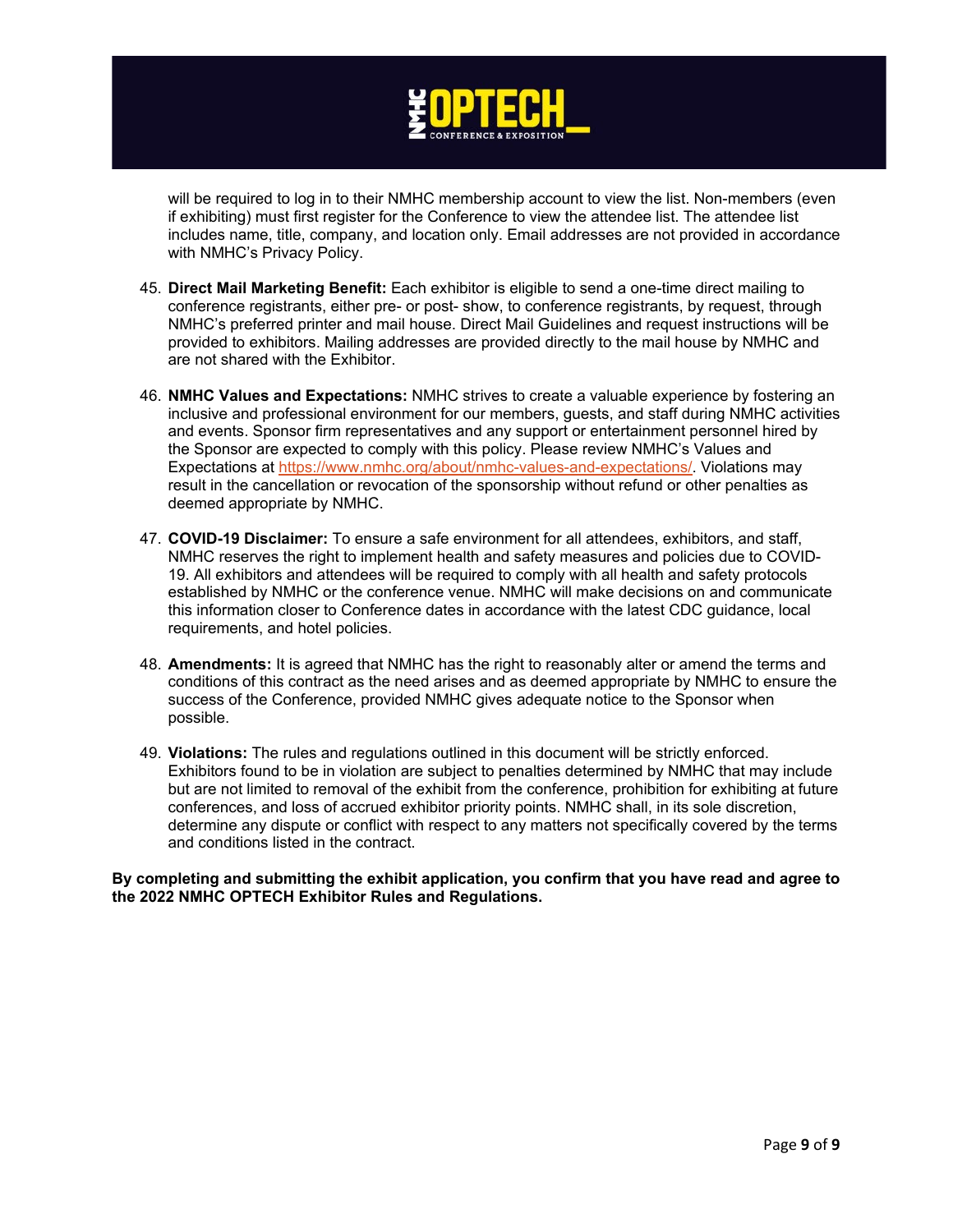will be required to log in to their NMHC membership account to view the list. Non-members (even if exhibiting) must first register for the Conference to view the attendee list. The attendee list includes name, title, company, and location only. Email addresses are not provided in accordance with NMHC's Privacy Policy.

45. **Direct Mail Marketing Benefit:** Each exhibitor is eligible to send a one-time direct mailing to conference registrants, either pre- or post- show, to conference registrants, by request, through NMHC's preferred printer and mail house. Direct Mail Guidelines and request instructions will be provided to exhibitors. Mailing addresses are provided directly to the mail house by NMHC and are not shared with the Exhibitor.

46. **NMHC Values and Expectations:** NMHC strives to create a valuable experience by fostering an inclusive and professional environment for our members, guests, and staff during NMHC activities and events. Sponsor firm representatives and any support or entertainment personnel hired by the Sponsor are expected to comply with this policy. Please review NMHC's Values and Expectations at [https://www.nmhc.org/about/nmhc-values-and-expectations/](https://www.nmhc.org/about/nmhc-values-and-expectations/). Violations may result in the cancellation or revocation of the sponsorship without refund or other penalties as deemed appropriate by NMHC.

47. **COVID-19 Disclaimer:** To ensure a safe environment for all attendees, exhibitors, and staff, NMHC reserves the right to implement health and safety measures and policies due to COVID-19. All exhibitors and attendees will be required to comply with all health and safety protocols established by NMHC or the conference venue. NMHC will make decisions on and communicate this information closer to Conference dates in accordance with the latest CDC guidance, local requirements, and hotel policies.

48. **Amendments:** It is agreed that NMHC has the right to reasonably alter or amend the terms and conditions of this contract as the need arises and as deemed appropriate by NMHC to ensure the success of the Conference, provided NMHC gives adequate notice to the Sponsor when possible.

49. **Violations:** The rules and regulations outlined in this document will be strictly enforced. Exhibitors found to be in violation are subject to penalties determined by NMHC that may include but are not limited to removal of the exhibit from the conference, prohibition for exhibiting at future conferences, and loss of accrued exhibitor priority points. NMHC shall, in its sole discretion, determine any dispute or conflict with respect to any matters not specifically covered by the terms and conditions listed in the contract.

**By completing and submitting the exhibit application, you confirm that you have read and agree to the 2022 NMHC OPTECH Exhibitor Rules and Regulations.**